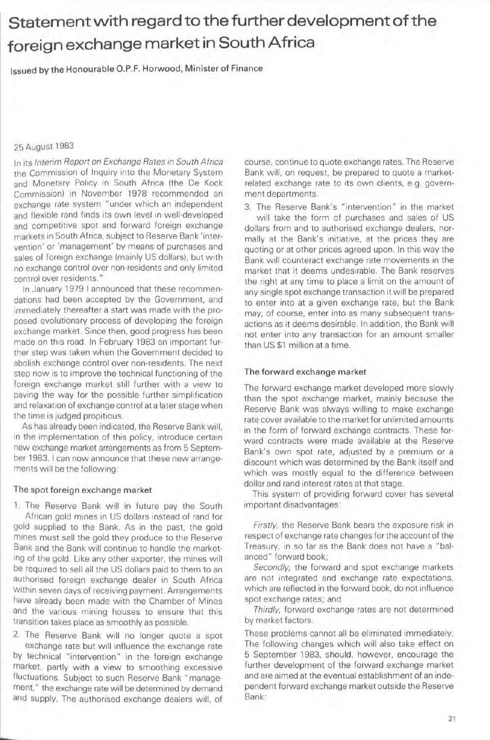# Statement with regard to the further development of the foreign exchange market in South Africa

**Issued by the Honourable O.P.F. Horwood, Minister of Finance**

25 August 1983

In its *Interim Report on Exchange Rates in South Africa* the Commission of Inquiry into the Monetary System and Monetary Policy in South Africa (the De Kock Commission) in November 1978 recommended an exchange rate system "under which an independent and flexible rand finds its own level in well-developed and competitive spot and forward foreign exchange markets in South Africa, subject to Reserve Bank 'intervention' or 'management' by means of purchases and sales of foreign exchange (mainly US dollars), but with no exchange control over non-residents and only limited control over residents."

In January 1979 I announced that these recommendations had been accepted by the Government, and immediately thereafter a start was made with the proposed evolutionary process of developing the foreign exchange market. Since then, good progress has been made on this road. In February 1983 an important further step was taken when the Government decided to abolish exchange control over non-residents. The next step now is to improve the technical functioning of the foreign exchange market still further with a view to paving the way for the possible further simplification and relaxation of exchange control at a later stage when the time is judged propitious.

As has already been indicated, the Reserve Bank will, in the implementation of this policy, introduce certain new exchange market arrangements as from 5 September 1983. I can now announce that these new arrangements will be the following:

### The spot foreign exchange market

1. The Reserve Bank will in future pay the South African gold mines in US dollars instead of rand for gold supplied to the Bank. As in the past, the gold mines must sell the gold they produce to the Reserve Bank and the Bank will continue to handle the marketing of the gold. Like any other exporter, the mines will be required to sell all the US dollars paid to them to an authorised foreign exchange dealer in South Africa within seven days of receiving payment. Arrangements have already been made with the Chamber of Mines and the various mining houses to ensure that this transition takes place as smoothly as possible.

2. The Reserve Bank will no longer quote a spot exchange rate but will influence the exchange rate by technical "intervention" in the foreign exchange market, partly with a view to smoothing excessive fluctuations. Subject to such Reserve Bank "management," the exchange rate will be determined by demand and supply. The authorised exchange dealers will, of course, continue to quote exchange rates. The Reserve Bank will, on request, be prepared to quote a market-related exchange rate to its own clients, e.g. government departments.

3. The Reserve Bank's "intervention" in the market will take the form of purchases and sales of US dollars from and to authorised exchange dealers, normally at the Bank's initiative, at the prices they are quoting or at other prices agreed upon. In this way the Bank will counteract exchange rate movements in the market that it deems undesirable. The Bank reserves the right at any time to place a limit on the amount of any single spot exchange transaction it will be prepared to enter into at a given exchange rate, but the Bank may, of course, enter into as many subsequent transactions as it deems desirable. In addition, the Bank will not enter into any transaction for an amount smaller than US $1 million at a time.

### The forward exchange market

The forward exchange market developed more slowly than the spot exchange market, mainly because the Reserve Bank was always willing to make exchange rate cover available to the market for unlimited amounts in the form of forward exchange contracts. These forward contracts were made available at the Reserve Bank's own spot rate, adjusted by a premium or a discount which was determined by the Bank itself and which was mostly equal to the difference between dollar and rand interest rates at that stage.

This system of providing forward cover has several important disadvantages:

*Firstly*, the Reserve Bank bears the exposure risk in respect of exchange rate changes for the account of the Treasury, in so far as the Bank does not have a "balanced" forward book;

*Secondly*, the forward and spot exchange markets are not integrated and exchange rate expectations, which are reflected in the forward book, do not influence spot exchange rates; and

*Thirdly*, forward exchange rates are not determined by market factors.

These problems cannot all be eliminated immediately. The following changes which will also take effect on 5 September 1983, should, however, encourage the further development of the forward exchange market and are aimed at the eventual establishment of an independent forward exchange market outside the Reserve Bank: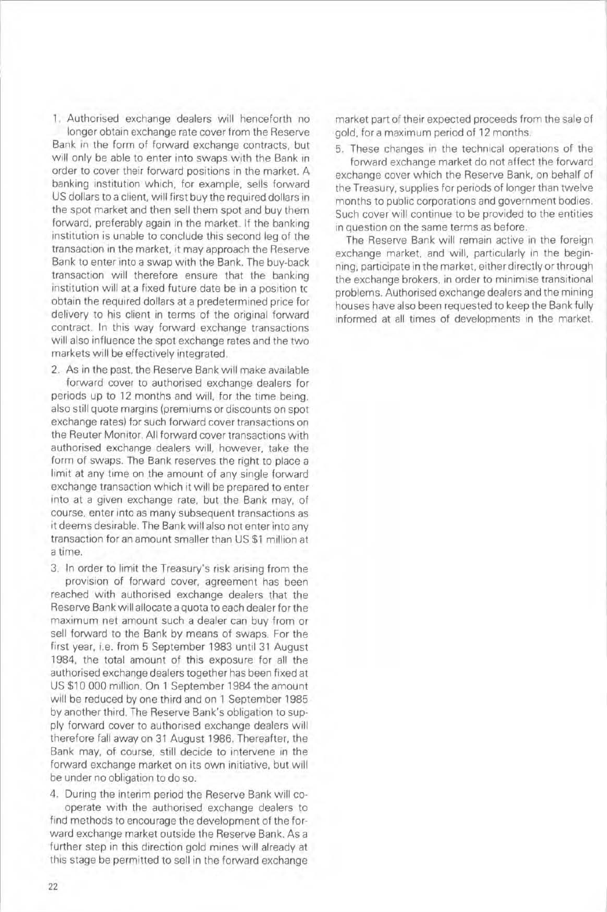1. Authorised exchange dealers will henceforth no longer obtain exchange rate cover from the Reserve Bank in the form of forward exchange contracts, but will only be able to enter into swaps with the Bank in order to cover their forward positions in the market. A banking institution which, for example, sells forward US dollars to a client, will first buy the required dollars in the spot market and then sell them spot and buy them forward, preferably again in the market. If the banking institution is unable to conclude this second leg of the transaction in the market, it may approach the Reserve Bank to enter into a swap with the Bank. The buy-back transaction will therefore ensure that the banking institution will at a fixed future date be in a position tc obtain the required dollars at a predetermined price for delivery to his client in terms of the original forward contract. In this way forward exchange transactions will also influence the spot exchange rates and the two markets will be effectively integrated.

2. As in the past, the Reserve Bank will make available forward cover to authorised exchange dealers for periods up to 12 months and will, for the time being, also still quote margins (premiums or discounts on spot exchange rates) for such forward cover transactions on the Reuter Monitor. All forward cover transactions with authorised exchange dealers will, however, take the form of swaps. The Bank reserves the right to place a limit at any time on the amount of any single forward exchange transaction which it will be prepared to enter into at a given exchange rate, but the Bank may, of course, enter intc as many subsequent transactions as it deems desirable. The Bank will also not enter into any transaction for an amount smaller than US $1 million at a time.

3. In order to limit the Treasury's risk arising from the provision of forward cover, agreement has been reached with authorised exchange dealers that the Reserve Bank will allocate a quota to each dealer for the maximum net amount such a dealer can buy from or sell forward to the Bank by means of swaps. For the first year, i.e. from 5 September 1983 until 31 August 1984, the total amount of this exposure for all the authorised exchange dealers together has been fixed at US $10 000 million. On 1 September 1984 the amount will be reduced by one third and on 1 September 1985 by another third. The Reserve Bank's obligation to supply forward cover to authorised exchange dealers will therefore fall away on 31 August 1986. Thereafter, the Bank may, of course, still decide to intervene in the forward exchange market on its own initiative, but will be under no obligation to do so.

4. During the interim period the Reserve Bank will co-operate with the authorised exchange dealers to find methods to encourage the development of the forward exchange market outside the Reserve Bank. As a further step in this direction gold mines will already at this stage be permitted to sell in the forward exchange market part of their expected proceeds from the sale of gold, for a maximum period of 12 months.

5. These changes in the technical operations of the forward exchange market do not affect the forward exchange cover which the Reserve Bank, on behalf of the Treasury, supplies for periods of longer than twelve months to public corporations and government bodies. Such cover will continue to be provided to the entities in question on the same terms as before.

The Reserve Bank will remain active in the foreign exchange market, and will, particularly in the beginning, participate in the market, either directly or through the exchange brokers, in order to minimise transitional problems. Authorised exchange dealers and the mining houses have also been requested to keep the Bank fully informed at all times of developments in the market.